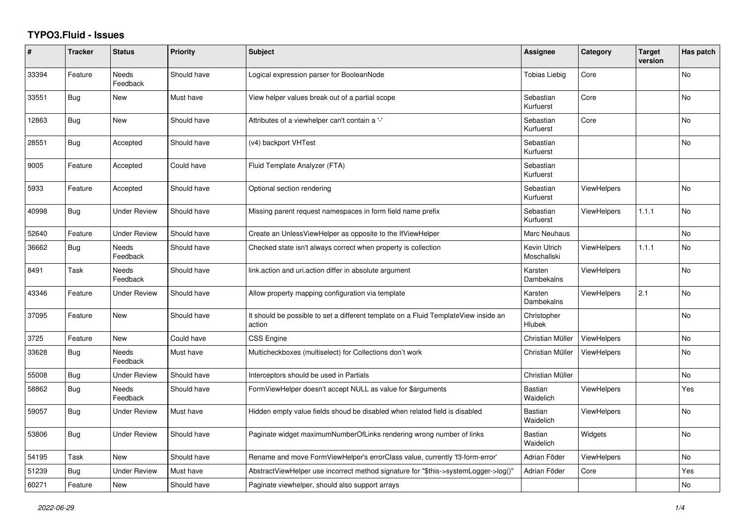# TYPO3.Fluid - Issues

| # | Tracker | Status | Priority | Subject | Assignee | Category | Target version | Has patch |
|---|---|---|---|---|---|---|---|---|
| 33394 | Feature | Needs Feedback | Should have | Logical expression parser for BooleanNode | Tobias Liebig | Core | | No |
| 33551 | Bug | New | Must have | View helper values break out of a partial scope | Sebastian Kurfuerst | Core | | No |
| 12863 | Bug | New | Should have | Attributes of a viewhelper can't contain a '-' | Sebastian Kurfuerst | Core | | No |
| 28551 | Bug | Accepted | Should have | (v4) backport VHTest | Sebastian Kurfuerst | | | No |
| 9005 | Feature | Accepted | Could have | Fluid Template Analyzer (FTA) | Sebastian Kurfuerst | | | |
| 5933 | Feature | Accepted | Should have | Optional section rendering | Sebastian Kurfuerst | ViewHelpers | | No |
| 40998 | Bug | Under Review | Should have | Missing parent request namespaces in form field name prefix | Sebastian Kurfuerst | ViewHelpers | 1.1.1 | No |
| 52640 | Feature | Under Review | Should have | Create an UnlessViewHelper as opposite to the IfViewHelper | Marc Neuhaus | | | No |
| 36662 | Bug | Needs Feedback | Should have | Checked state isn't always correct when property is collection | Kevin Ulrich Moschallski | ViewHelpers | 1.1.1 | No |
| 8491 | Task | Needs Feedback | Should have | link.action and uri.action differ in absolute argument | Karsten Dambekalns | ViewHelpers | | No |
| 43346 | Feature | Under Review | Should have | Allow property mapping configuration via template | Karsten Dambekalns | ViewHelpers | 2.1 | No |
| 37095 | Feature | New | Should have | It should be possible to set a different template on a Fluid TemplateView inside an action | Christopher Hlubek | | | No |
| 3725 | Feature | New | Could have | CSS Engine | Christian Müller | ViewHelpers | | No |
| 33628 | Bug | Needs Feedback | Must have | Multicheckboxes (multiselect) for Collections don't work | Christian Müller | ViewHelpers | | No |
| 55008 | Bug | Under Review | Should have | Interceptors should be used in Partials | Christian Müller | | | No |
| 58862 | Bug | Needs Feedback | Should have | FormViewHelper doesn't accept NULL as value for $arguments | Bastian Waidelich | ViewHelpers | | Yes |
| 59057 | Bug | Under Review | Must have | Hidden empty value fields shoud be disabled when related field is disabled | Bastian Waidelich | ViewHelpers | | No |
| 53806 | Bug | Under Review | Should have | Paginate widget maximumNumberOfLinks rendering wrong number of links | Bastian Waidelich | Widgets | | No |
| 54195 | Task | New | Should have | Rename and move FormViewHelper's errorClass value, currently 'f3-form-error' | Adrian Föder | ViewHelpers | | No |
| 51239 | Bug | Under Review | Must have | AbstractViewHelper use incorrect method signature for "$this->systemLogger->log()" | Adrian Föder | Core | | Yes |
| 60271 | Feature | New | Should have | Paginate viewhelper, should also support arrays | | | | No |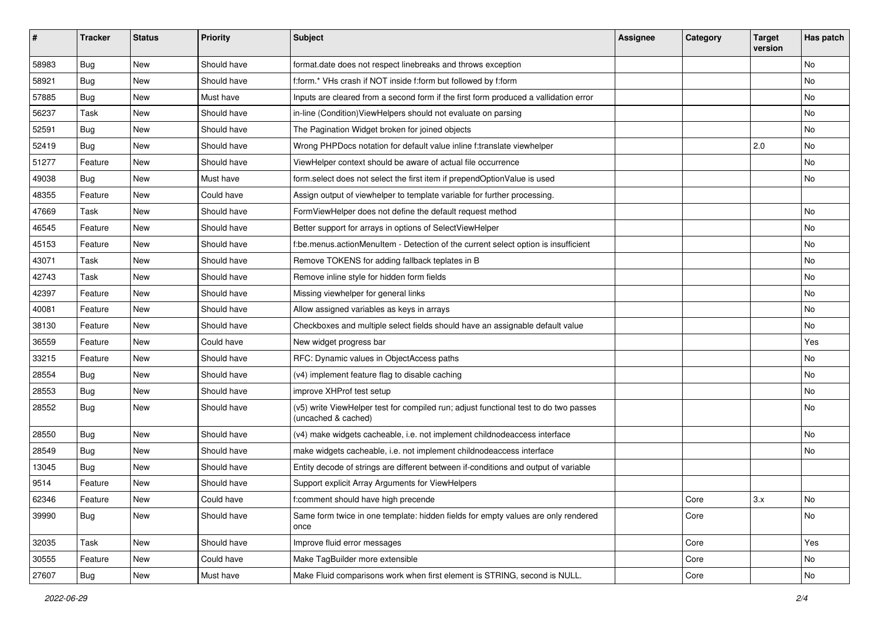| # | Tracker | Status | Priority | Subject | Assignee | Category | Target version | Has patch |
|---|---|---|---|---|---|---|---|---|
| 58983 | Bug | New | Should have | format.date does not respect linebreaks and throws exception | | | | No |
| 58921 | Bug | New | Should have | f:form.* VHs crash if NOT inside f:form but followed by f:form | | | | No |
| 57885 | Bug | New | Must have | Inputs are cleared from a second form if the first form produced a vallidation error | | | | No |
| 56237 | Task | New | Should have | in-line (Condition)ViewHelpers should not evaluate on parsing | | | | No |
| 52591 | Bug | New | Should have | The Pagination Widget broken for joined objects | | | | No |
| 52419 | Bug | New | Should have | Wrong PHPDocs notation for default value inline f:translate viewhelper | | | 2.0 | No |
| 51277 | Feature | New | Should have | ViewHelper context should be aware of actual file occurrence | | | | No |
| 49038 | Bug | New | Must have | form.select does not select the first item if prependOptionValue is used | | | | No |
| 48355 | Feature | New | Could have | Assign output of viewhelper to template variable for further processing. | | | | |
| 47669 | Task | New | Should have | FormViewHelper does not define the default request method | | | | No |
| 46545 | Feature | New | Should have | Better support for arrays in options of SelectViewHelper | | | | No |
| 45153 | Feature | New | Should have | f:be.menus.actionMenuItem - Detection of the current select option is insufficient | | | | No |
| 43071 | Task | New | Should have | Remove TOKENS for adding fallback teplates in B | | | | No |
| 42743 | Task | New | Should have | Remove inline style for hidden form fields | | | | No |
| 42397 | Feature | New | Should have | Missing viewhelper for general links | | | | No |
| 40081 | Feature | New | Should have | Allow assigned variables as keys in arrays | | | | No |
| 38130 | Feature | New | Should have | Checkboxes and multiple select fields should have an assignable default value | | | | No |
| 36559 | Feature | New | Could have | New widget progress bar | | | | Yes |
| 33215 | Feature | New | Should have | RFC: Dynamic values in ObjectAccess paths | | | | No |
| 28554 | Bug | New | Should have | (v4) implement feature flag to disable caching | | | | No |
| 28553 | Bug | New | Should have | improve XHProf test setup | | | | No |
| 28552 | Bug | New | Should have | (v5) write ViewHelper test for compiled run; adjust functional test to do two passes (uncached & cached) | | | | No |
| 28550 | Bug | New | Should have | (v4) make widgets cacheable, i.e. not implement childnodeaccess interface | | | | No |
| 28549 | Bug | New | Should have | make widgets cacheable, i.e. not implement childnodeaccess interface | | | | No |
| 13045 | Bug | New | Should have | Entity decode of strings are different between if-conditions and output of variable | | | | |
| 9514 | Feature | New | Should have | Support explicit Array Arguments for ViewHelpers | | | | |
| 62346 | Feature | New | Could have | f:comment should have high precende | | Core | 3.x | No |
| 39990 | Bug | New | Should have | Same form twice in one template: hidden fields for empty values are only rendered once | | Core | | No |
| 32035 | Task | New | Should have | Improve fluid error messages | | Core | | Yes |
| 30555 | Feature | New | Could have | Make TagBuilder more extensible | | Core | | No |
| 27607 | Bug | New | Must have | Make Fluid comparisons work when first element is STRING, second is NULL. | | Core | | No |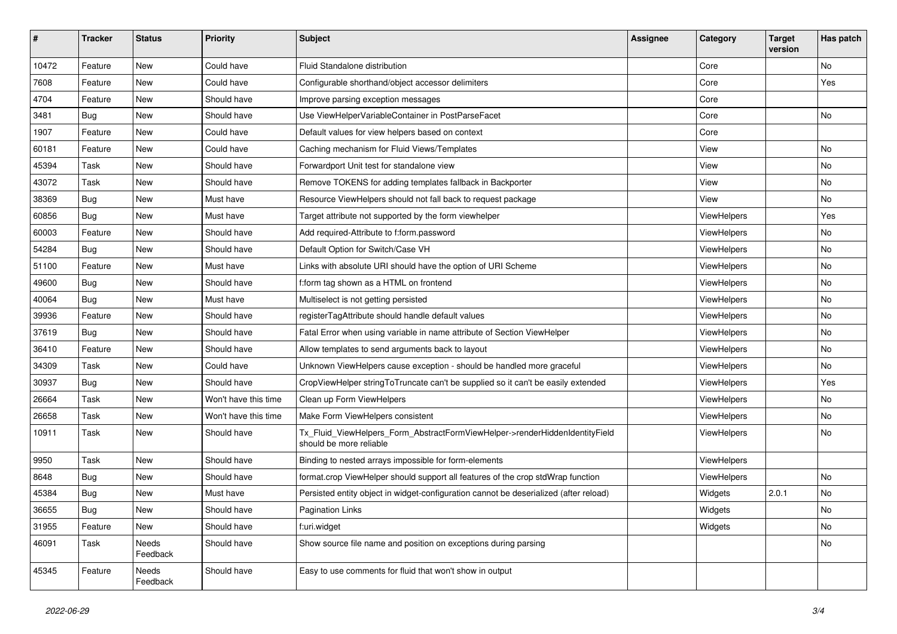| # | Tracker | Status | Priority | Subject | Assignee | Category | Target version | Has patch |
|---|---|---|---|---|---|---|---|---|
| 10472 | Feature | New | Could have | Fluid Standalone distribution | | Core | | No |
| 7608 | Feature | New | Could have | Configurable shorthand/object accessor delimiters | | Core | | Yes |
| 4704 | Feature | New | Should have | Improve parsing exception messages | | Core | | |
| 3481 | Bug | New | Should have | Use ViewHelperVariableContainer in PostParseFacet | | Core | | No |
| 1907 | Feature | New | Could have | Default values for view helpers based on context | | Core | | |
| 60181 | Feature | New | Could have | Caching mechanism for Fluid Views/Templates | | View | | No |
| 45394 | Task | New | Should have | Forwardport Unit test for standalone view | | View | | No |
| 43072 | Task | New | Should have | Remove TOKENS for adding templates fallback in Backporter | | View | | No |
| 38369 | Bug | New | Must have | Resource ViewHelpers should not fall back to request package | | View | | No |
| 60856 | Bug | New | Must have | Target attribute not supported by the form viewhelper | | ViewHelpers | | Yes |
| 60003 | Feature | New | Should have | Add required-Attribute to f:form.password | | ViewHelpers | | No |
| 54284 | Bug | New | Should have | Default Option for Switch/Case VH | | ViewHelpers | | No |
| 51100 | Feature | New | Must have | Links with absolute URI should have the option of URI Scheme | | ViewHelpers | | No |
| 49600 | Bug | New | Should have | f:form tag shown as a HTML on frontend | | ViewHelpers | | No |
| 40064 | Bug | New | Must have | Multiselect is not getting persisted | | ViewHelpers | | No |
| 39936 | Feature | New | Should have | registerTagAttribute should handle default values | | ViewHelpers | | No |
| 37619 | Bug | New | Should have | Fatal Error when using variable in name attribute of Section ViewHelper | | ViewHelpers | | No |
| 36410 | Feature | New | Should have | Allow templates to send arguments back to layout | | ViewHelpers | | No |
| 34309 | Task | New | Could have | Unknown ViewHelpers cause exception - should be handled more graceful | | ViewHelpers | | No |
| 30937 | Bug | New | Should have | CropViewHelper stringToTruncate can't be supplied so it can't be easily extended | | ViewHelpers | | Yes |
| 26664 | Task | New | Won't have this time | Clean up Form ViewHelpers | | ViewHelpers | | No |
| 26658 | Task | New | Won't have this time | Make Form ViewHelpers consistent | | ViewHelpers | | No |
| 10911 | Task | New | Should have | Tx_Fluid_ViewHelpers_Form_AbstractFormViewHelper->renderHiddenIdentityField should be more reliable | | ViewHelpers | | No |
| 9950 | Task | New | Should have | Binding to nested arrays impossible for form-elements | | ViewHelpers | | |
| 8648 | Bug | New | Should have | format.crop ViewHelper should support all features of the crop stdWrap function | | ViewHelpers | | No |
| 45384 | Bug | New | Must have | Persisted entity object in widget-configuration cannot be deserialized (after reload) | | Widgets | 2.0.1 | No |
| 36655 | Bug | New | Should have | Pagination Links | | Widgets | | No |
| 31955 | Feature | New | Should have | f:uri.widget | | Widgets | | No |
| 46091 | Task | Needs Feedback | Should have | Show source file name and position on exceptions during parsing | | | | No |
| 45345 | Feature | Needs Feedback | Should have | Easy to use comments for fluid that won't show in output | | | | |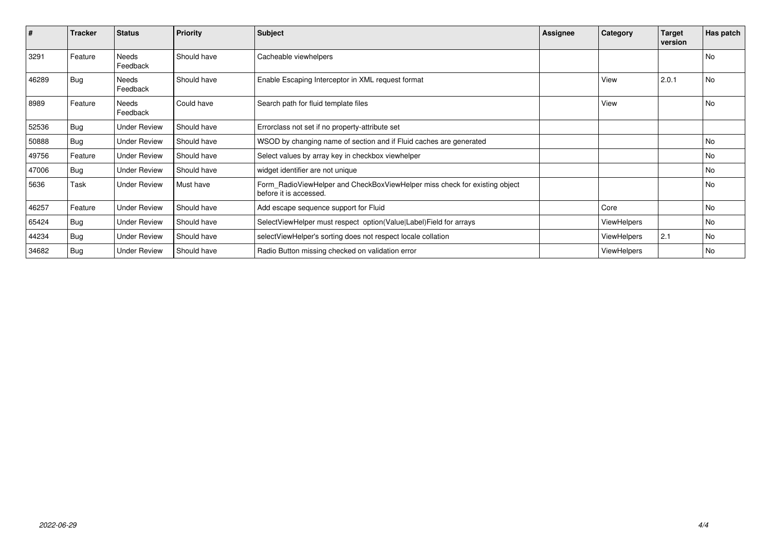| # | Tracker | Status | Priority | Subject | Assignee | Category | Target version | Has patch |
|---|---|---|---|---|---|---|---|---|
| 3291 | Feature | Needs Feedback | Should have | Cacheable viewhelpers | | | | No |
| 46289 | Bug | Needs Feedback | Should have | Enable Escaping Interceptor in XML request format | | View | 2.0.1 | No |
| 8989 | Feature | Needs Feedback | Could have | Search path for fluid template files | | View | | No |
| 52536 | Bug | Under Review | Should have | Errorclass not set if no property-attribute set | | | | |
| 50888 | Bug | Under Review | Should have | WSOD by changing name of section and if Fluid caches are generated | | | | No |
| 49756 | Feature | Under Review | Should have | Select values by array key in checkbox viewhelper | | | | No |
| 47006 | Bug | Under Review | Should have | widget identifier are not unique | | | | No |
| 5636 | Task | Under Review | Must have | Form_RadioViewHelper and CheckBoxViewHelper miss check for existing object before it is accessed. | | | | No |
| 46257 | Feature | Under Review | Should have | Add escape sequence support for Fluid | | Core | | No |
| 65424 | Bug | Under Review | Should have | SelectViewHelper must respect option(Value|Label)Field for arrays | | ViewHelpers | | No |
| 44234 | Bug | Under Review | Should have | selectViewHelper's sorting does not respect locale collation | | ViewHelpers | 2.1 | No |
| 34682 | Bug | Under Review | Should have | Radio Button missing checked on validation error | | ViewHelpers | | No |

2022-06-29